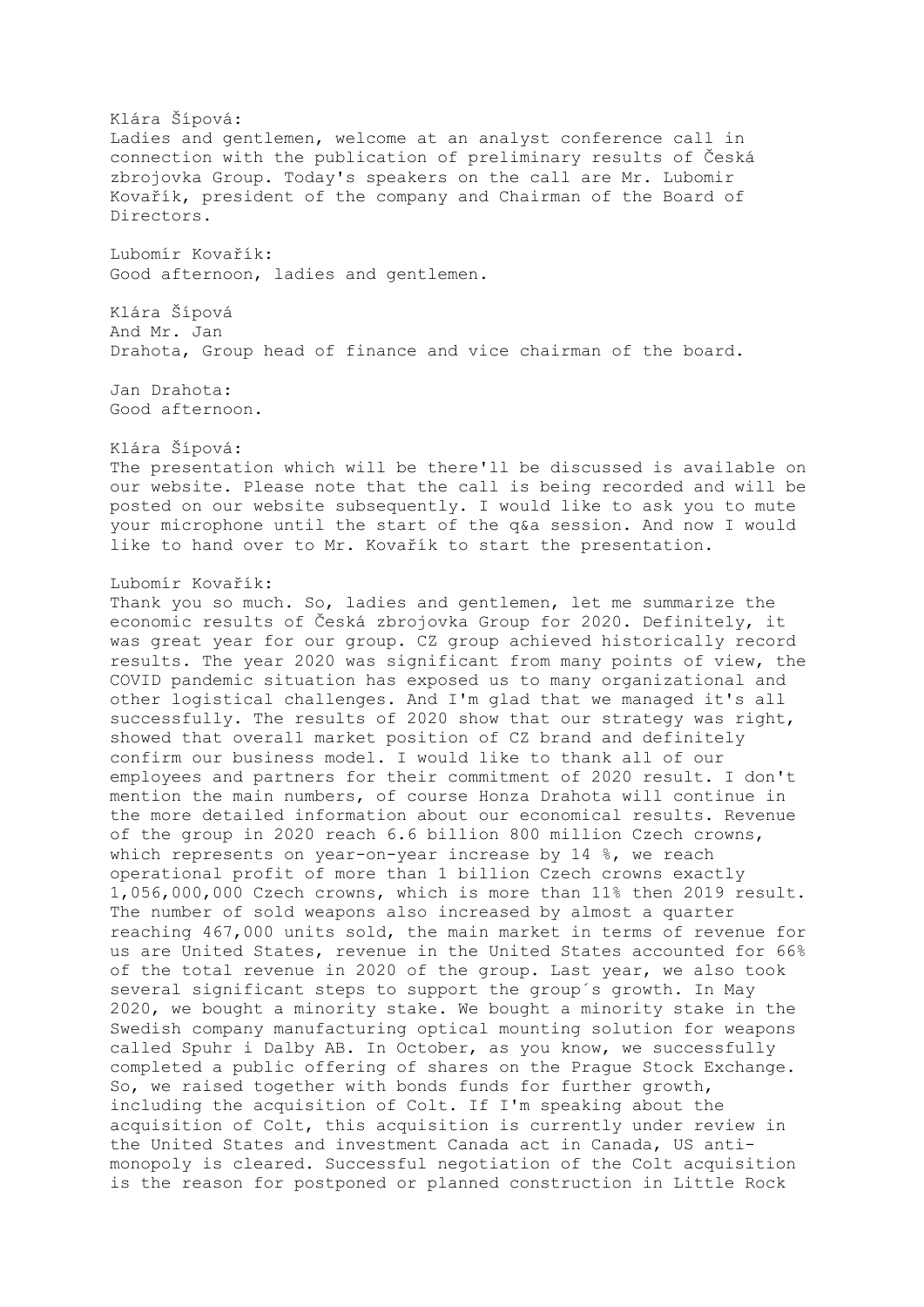Klára Šípová:
Ladies and gentlemen, welcome at an analyst conference call in connection with the publication of preliminary results of Česká zbrojovka Group. Today's speakers on the call are Mr. Lubomir Kovařík, president of the company and Chairman of the Board of Directors.

Lubomír Kovařík:
Good afternoon, ladies and gentlemen.

Klára Šípová
And Mr. Jan Drahota, Group head of finance and vice chairman of the board.

Jan Drahota:
Good afternoon.

Klára Šípová:
The presentation which will be there'll be discussed is available on our website. Please note that the call is being recorded and will be posted on our website subsequently. I would like to ask you to mute your microphone until the start of the q&a session. And now I would like to hand over to Mr. Kovařík to start the presentation.

Lubomír Kovařík:
Thank you so much. So, ladies and gentlemen, let me summarize the economic results of Česká zbrojovka Group for 2020. Definitely, it was great year for our group. CZ group achieved historically record results. The year 2020 was significant from many points of view, the COVID pandemic situation has exposed us to many organizational and other logistical challenges. And I'm glad that we managed it's all successfully. The results of 2020 show that our strategy was right, showed that overall market position of CZ brand and definitely confirm our business model. I would like to thank all of our employees and partners for their commitment of 2020 result. I don't mention the main numbers, of course Honza Drahota will continue in the more detailed information about our economical results. Revenue of the group in 2020 reach 6.6 billion 800 million Czech crowns, which represents on year-on-year increase by 14 %, we reach operational profit of more than 1 billion Czech crowns exactly 1,056,000,000 Czech crowns, which is more than 11% then 2019 result. The number of sold weapons also increased by almost a quarter reaching 467,000 units sold, the main market in terms of revenue for us are United States, revenue in the United States accounted for 66% of the total revenue in 2020 of the group. Last year, we also took several significant steps to support the group´s growth. In May 2020, we bought a minority stake. We bought a minority stake in the Swedish company manufacturing optical mounting solution for weapons called Spuhr i Dalby AB. In October, as you know, we successfully completed a public offering of shares on the Prague Stock Exchange. So, we raised together with bonds funds for further growth, including the acquisition of Colt. If I'm speaking about the acquisition of Colt, this acquisition is currently under review in the United States and investment Canada act in Canada, US anti-monopoly is cleared. Successful negotiation of the Colt acquisition is the reason for postponed or planned construction in Little Rock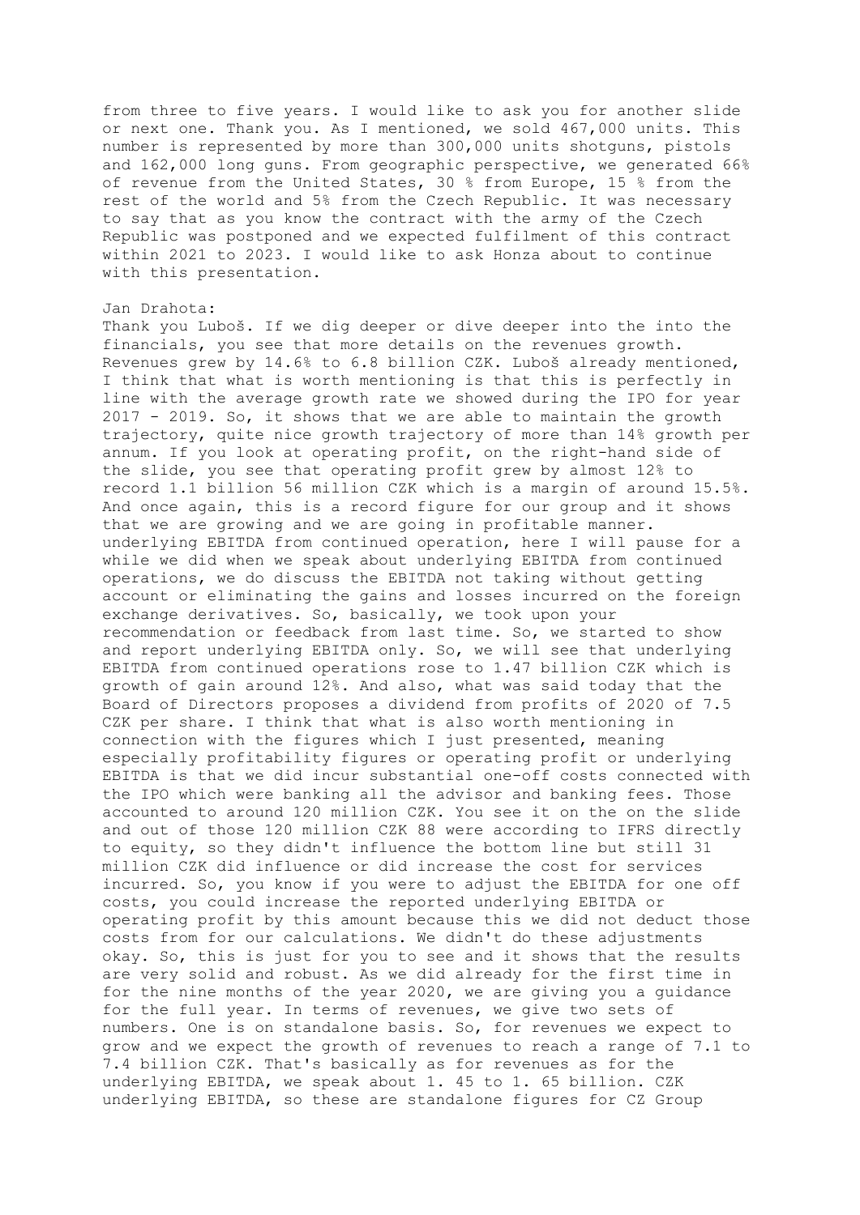from three to five years. I would like to ask you for another slide or next one. Thank you. As I mentioned, we sold 467,000 units. This number is represented by more than 300,000 units shotguns, pistols and 162,000 long guns. From geographic perspective, we generated 66% of revenue from the United States, 30 % from Europe, 15 % from the rest of the world and 5% from the Czech Republic. It was necessary to say that as you know the contract with the army of the Czech Republic was postponed and we expected fulfilment of this contract within 2021 to 2023. I would like to ask Honza about to continue with this presentation.

Jan Drahota:

Thank you Luboš. If we dig deeper or dive deeper into the into the financials, you see that more details on the revenues growth. Revenues grew by 14.6% to 6.8 billion CZK. Luboš already mentioned, I think that what is worth mentioning is that this is perfectly in line with the average growth rate we showed during the IPO for year 2017 - 2019. So, it shows that we are able to maintain the growth trajectory, quite nice growth trajectory of more than 14% growth per annum. If you look at operating profit, on the right-hand side of the slide, you see that operating profit grew by almost 12% to record 1.1 billion 56 million CZK which is a margin of around 15.5%. And once again, this is a record figure for our group and it shows that we are growing and we are going in profitable manner. underlying EBITDA from continued operation, here I will pause for a while we did when we speak about underlying EBITDA from continued operations, we do discuss the EBITDA not taking without getting account or eliminating the gains and losses incurred on the foreign exchange derivatives. So, basically, we took upon your recommendation or feedback from last time. So, we started to show and report underlying EBITDA only. So, we will see that underlying EBITDA from continued operations rose to 1.47 billion CZK which is growth of gain around 12%. And also, what was said today that the Board of Directors proposes a dividend from profits of 2020 of 7.5 CZK per share. I think that what is also worth mentioning in connection with the figures which I just presented, meaning especially profitability figures or operating profit or underlying EBITDA is that we did incur substantial one-off costs connected with the IPO which were banking all the advisor and banking fees. Those accounted to around 120 million CZK. You see it on the on the slide and out of those 120 million CZK 88 were according to IFRS directly to equity, so they didn't influence the bottom line but still 31 million CZK did influence or did increase the cost for services incurred. So, you know if you were to adjust the EBITDA for one off costs, you could increase the reported underlying EBITDA or operating profit by this amount because this we did not deduct those costs from for our calculations. We didn't do these adjustments okay. So, this is just for you to see and it shows that the results are very solid and robust. As we did already for the first time in for the nine months of the year 2020, we are giving you a guidance for the full year. In terms of revenues, we give two sets of numbers. One is on standalone basis. So, for revenues we expect to grow and we expect the growth of revenues to reach a range of 7.1 to 7.4 billion CZK. That's basically as for revenues as for the underlying EBITDA, we speak about 1. 45 to 1. 65 billion. CZK underlying EBITDA, so these are standalone figures for CZ Group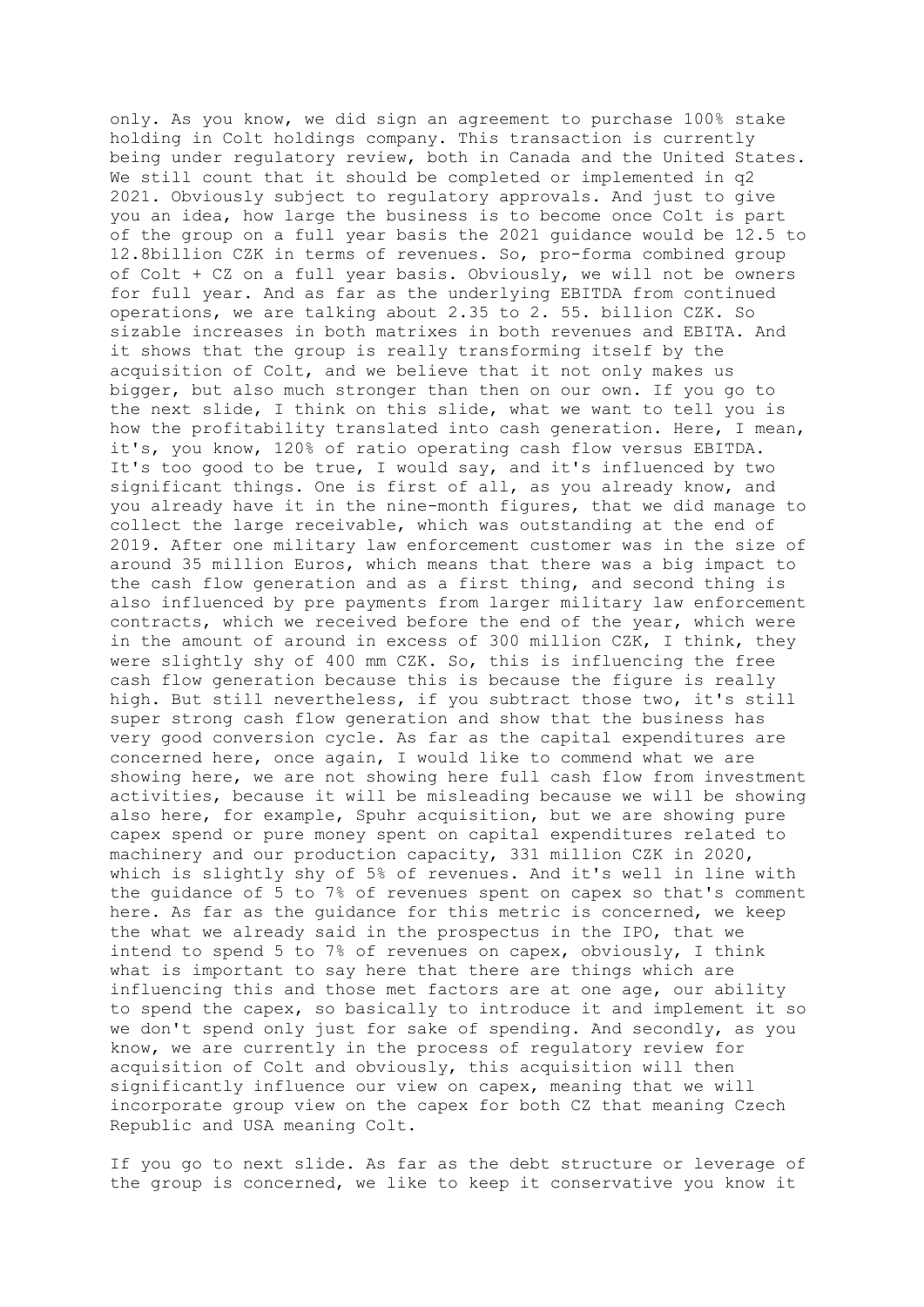only. As you know, we did sign an agreement to purchase 100% stake holding in Colt holdings company. This transaction is currently being under regulatory review, both in Canada and the United States. We still count that it should be completed or implemented in q2 2021. Obviously subject to regulatory approvals. And just to give you an idea, how large the business is to become once Colt is part of the group on a full year basis the 2021 guidance would be 12.5 to 12.8billion CZK in terms of revenues. So, pro-forma combined group of Colt + CZ on a full year basis. Obviously, we will not be owners for full year. And as far as the underlying EBITDA from continued operations, we are talking about 2.35 to 2. 55. billion CZK. So sizable increases in both matrixes in both revenues and EBITA. And it shows that the group is really transforming itself by the acquisition of Colt, and we believe that it not only makes us bigger, but also much stronger than then on our own. If you go to the next slide, I think on this slide, what we want to tell you is how the profitability translated into cash generation. Here, I mean, it's, you know, 120% of ratio operating cash flow versus EBITDA. It's too good to be true, I would say, and it's influenced by two significant things. One is first of all, as you already know, and you already have it in the nine-month figures, that we did manage to collect the large receivable, which was outstanding at the end of 2019. After one military law enforcement customer was in the size of around 35 million Euros, which means that there was a big impact to the cash flow generation and as a first thing, and second thing is also influenced by pre payments from larger military law enforcement contracts, which we received before the end of the year, which were in the amount of around in excess of 300 million CZK, I think, they were slightly shy of 400 mm CZK. So, this is influencing the free cash flow generation because this is because the figure is really high. But still nevertheless, if you subtract those two, it's still super strong cash flow generation and show that the business has very good conversion cycle. As far as the capital expenditures are concerned here, once again, I would like to commend what we are showing here, we are not showing here full cash flow from investment activities, because it will be misleading because we will be showing also here, for example, Spuhr acquisition, but we are showing pure capex spend or pure money spent on capital expenditures related to machinery and our production capacity, 331 million CZK in 2020, which is slightly shy of 5% of revenues. And it's well in line with the guidance of 5 to 7% of revenues spent on capex so that's comment here. As far as the guidance for this metric is concerned, we keep the what we already said in the prospectus in the IPO, that we intend to spend 5 to 7% of revenues on capex, obviously, I think what is important to say here that there are things which are influencing this and those met factors are at one age, our ability to spend the capex, so basically to introduce it and implement it so we don't spend only just for sake of spending. And secondly, as you know, we are currently in the process of regulatory review for acquisition of Colt and obviously, this acquisition will then significantly influence our view on capex, meaning that we will incorporate group view on the capex for both CZ that meaning Czech Republic and USA meaning Colt.

If you go to next slide. As far as the debt structure or leverage of the group is concerned, we like to keep it conservative you know it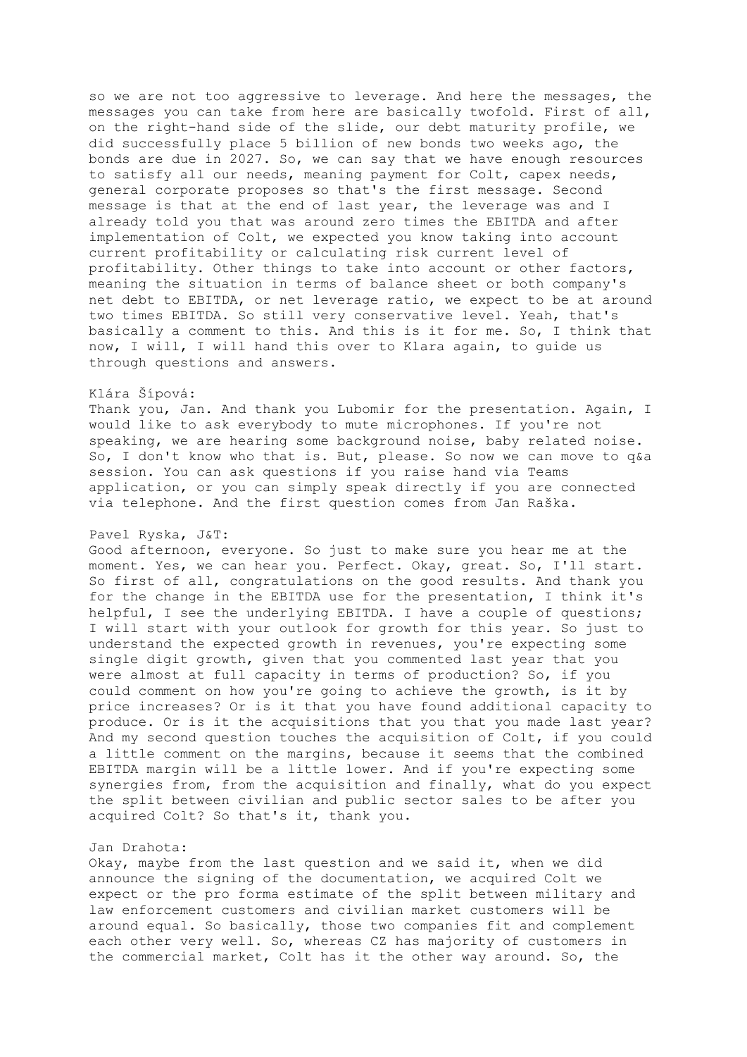so we are not too aggressive to leverage. And here the messages, the messages you can take from here are basically twofold. First of all, on the right-hand side of the slide, our debt maturity profile, we did successfully place 5 billion of new bonds two weeks ago, the bonds are due in 2027. So, we can say that we have enough resources to satisfy all our needs, meaning payment for Colt, capex needs, general corporate proposes so that's the first message. Second message is that at the end of last year, the leverage was and I already told you that was around zero times the EBITDA and after implementation of Colt, we expected you know taking into account current profitability or calculating risk current level of profitability. Other things to take into account or other factors, meaning the situation in terms of balance sheet or both company's net debt to EBITDA, or net leverage ratio, we expect to be at around two times EBITDA. So still very conservative level. Yeah, that's basically a comment to this. And this is it for me. So, I think that now, I will, I will hand this over to Klara again, to guide us through questions and answers.

Klára Šípová:
Thank you, Jan. And thank you Lubomir for the presentation. Again, I would like to ask everybody to mute microphones. If you're not speaking, we are hearing some background noise, baby related noise. So, I don't know who that is. But, please. So now we can move to q&a session. You can ask questions if you raise hand via Teams application, or you can simply speak directly if you are connected via telephone. And the first question comes from Jan Raška.

Pavel Ryska, J&T:
Good afternoon, everyone. So just to make sure you hear me at the moment. Yes, we can hear you. Perfect. Okay, great. So, I'll start. So first of all, congratulations on the good results. And thank you for the change in the EBITDA use for the presentation, I think it's helpful, I see the underlying EBITDA. I have a couple of questions; I will start with your outlook for growth for this year. So just to understand the expected growth in revenues, you're expecting some single digit growth, given that you commented last year that you were almost at full capacity in terms of production? So, if you could comment on how you're going to achieve the growth, is it by price increases? Or is it that you have found additional capacity to produce. Or is it the acquisitions that you that you made last year? And my second question touches the acquisition of Colt, if you could a little comment on the margins, because it seems that the combined EBITDA margin will be a little lower. And if you're expecting some synergies from, from the acquisition and finally, what do you expect the split between civilian and public sector sales to be after you acquired Colt? So that's it, thank you.

Jan Drahota:
Okay, maybe from the last question and we said it, when we did announce the signing of the documentation, we acquired Colt we expect or the pro forma estimate of the split between military and law enforcement customers and civilian market customers will be around equal. So basically, those two companies fit and complement each other very well. So, whereas CZ has majority of customers in the commercial market, Colt has it the other way around. So, the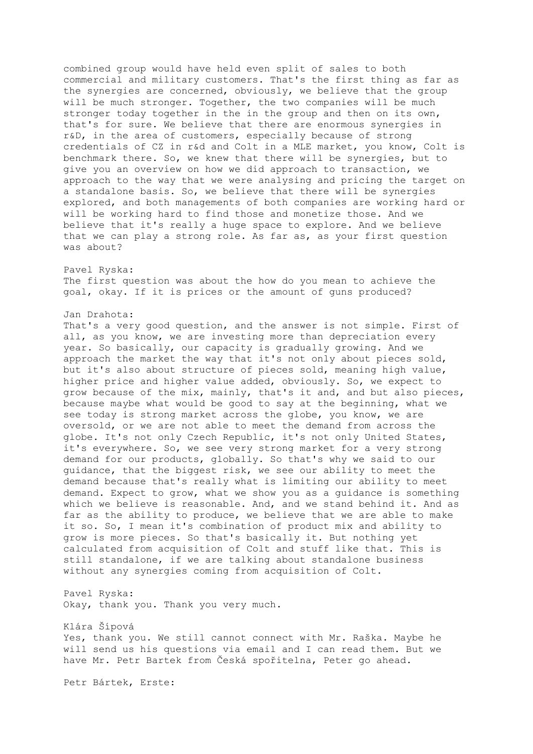combined group would have held even split of sales to both commercial and military customers. That's the first thing as far as the synergies are concerned, obviously, we believe that the group will be much stronger. Together, the two companies will be much stronger today together in the in the group and then on its own, that's for sure. We believe that there are enormous synergies in r&D, in the area of customers, especially because of strong credentials of CZ in r&d and Colt in a MLE market, you know, Colt is benchmark there. So, we knew that there will be synergies, but to give you an overview on how we did approach to transaction, we approach to the way that we were analysing and pricing the target on a standalone basis. So, we believe that there will be synergies explored, and both managements of both companies are working hard or will be working hard to find those and monetize those. And we believe that it's really a huge space to explore. And we believe that we can play a strong role. As far as, as your first question was about?

Pavel Ryska:
The first question was about the how do you mean to achieve the goal, okay. If it is prices or the amount of guns produced?

Jan Drahota:
That's a very good question, and the answer is not simple. First of all, as you know, we are investing more than depreciation every year. So basically, our capacity is gradually growing. And we approach the market the way that it's not only about pieces sold, but it's also about structure of pieces sold, meaning high value, higher price and higher value added, obviously. So, we expect to grow because of the mix, mainly, that's it and, and but also pieces, because maybe what would be good to say at the beginning, what we see today is strong market across the globe, you know, we are oversold, or we are not able to meet the demand from across the globe. It's not only Czech Republic, it's not only United States, it's everywhere. So, we see very strong market for a very strong demand for our products, globally. So that's why we said to our guidance, that the biggest risk, we see our ability to meet the demand because that's really what is limiting our ability to meet demand. Expect to grow, what we show you as a guidance is something which we believe is reasonable. And, and we stand behind it. And as far as the ability to produce, we believe that we are able to make it so. So, I mean it's combination of product mix and ability to grow is more pieces. So that's basically it. But nothing yet calculated from acquisition of Colt and stuff like that. This is still standalone, if we are talking about standalone business without any synergies coming from acquisition of Colt.

Pavel Ryska:
Okay, thank you. Thank you very much.

Klára Šípová
Yes, thank you. We still cannot connect with Mr. Raška. Maybe he will send us his questions via email and I can read them. But we have Mr. Petr Bartek from Česká spořitelna, Peter go ahead.

Petr Bártek, Erste: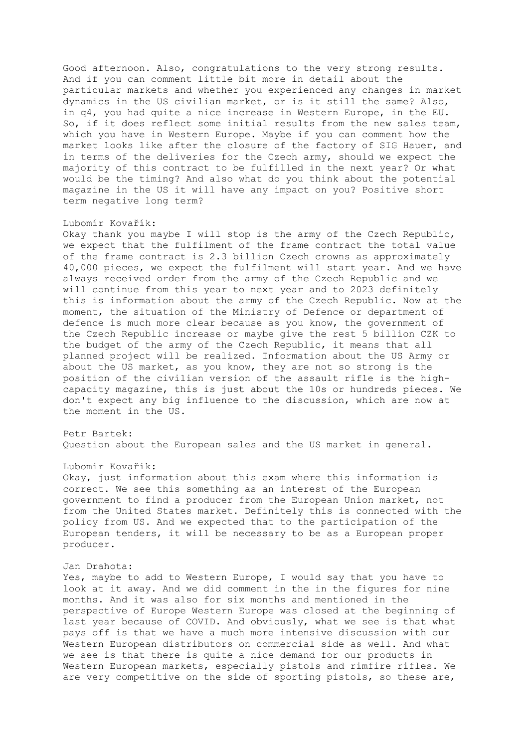Good afternoon. Also, congratulations to the very strong results. And if you can comment little bit more in detail about the particular markets and whether you experienced any changes in market dynamics in the US civilian market, or is it still the same? Also, in q4, you had quite a nice increase in Western Europe, in the EU. So, if it does reflect some initial results from the new sales team, which you have in Western Europe. Maybe if you can comment how the market looks like after the closure of the factory of SIG Hauer, and in terms of the deliveries for the Czech army, should we expect the majority of this contract to be fulfilled in the next year? Or what would be the timing? And also what do you think about the potential magazine in the US it will have any impact on you? Positive short term negative long term?

Lubomír Kovařík:
Okay thank you maybe I will stop is the army of the Czech Republic, we expect that the fulfilment of the frame contract the total value of the frame contract is 2.3 billion Czech crowns as approximately 40,000 pieces, we expect the fulfilment will start year. And we have always received order from the army of the Czech Republic and we will continue from this year to next year and to 2023 definitely this is information about the army of the Czech Republic. Now at the moment, the situation of the Ministry of Defence or department of defence is much more clear because as you know, the government of the Czech Republic increase or maybe give the rest 5 billion CZK to the budget of the army of the Czech Republic, it means that all planned project will be realized. Information about the US Army or about the US market, as you know, they are not so strong is the position of the civilian version of the assault rifle is the high-capacity magazine, this is just about the 10s or hundreds pieces. We don't expect any big influence to the discussion, which are now at the moment in the US.

Petr Bartek:
Question about the European sales and the US market in general.

Lubomír Kovařík:
Okay, just information about this exam where this information is correct. We see this something as an interest of the European government to find a producer from the European Union market, not from the United States market. Definitely this is connected with the policy from US. And we expected that to the participation of the European tenders, it will be necessary to be as a European proper producer.

Jan Drahota:
Yes, maybe to add to Western Europe, I would say that you have to look at it away. And we did comment in the in the figures for nine months. And it was also for six months and mentioned in the perspective of Europe Western Europe was closed at the beginning of last year because of COVID. And obviously, what we see is that what pays off is that we have a much more intensive discussion with our Western European distributors on commercial side as well. And what we see is that there is quite a nice demand for our products in Western European markets, especially pistols and rimfire rifles. We are very competitive on the side of sporting pistols, so these are,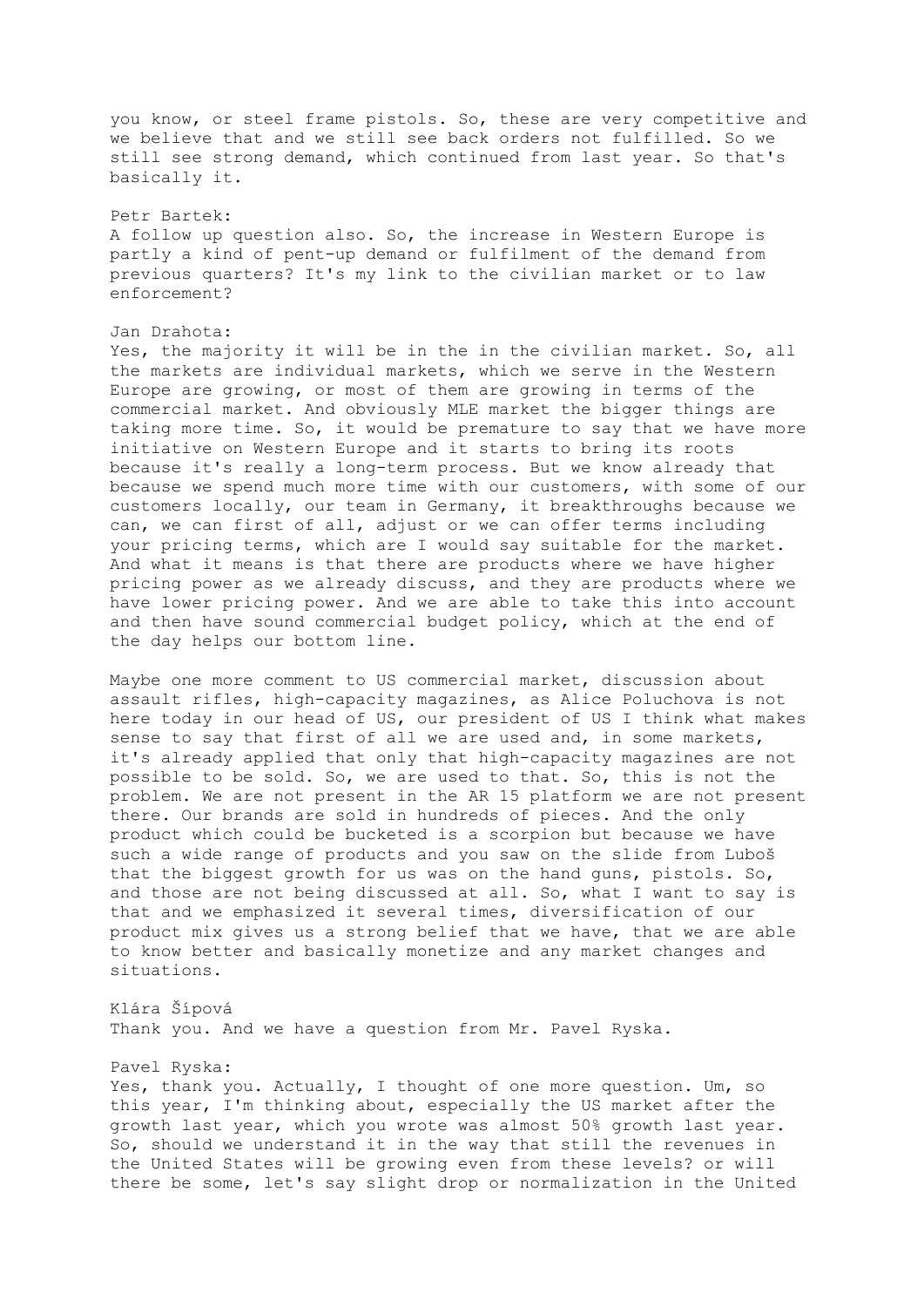you know, or steel frame pistols. So, these are very competitive and we believe that and we still see back orders not fulfilled. So we still see strong demand, which continued from last year. So that's basically it.

Petr Bartek:
A follow up question also. So, the increase in Western Europe is partly a kind of pent-up demand or fulfilment of the demand from previous quarters? It's my link to the civilian market or to law enforcement?

Jan Drahota:
Yes, the majority it will be in the in the civilian market. So, all the markets are individual markets, which we serve in the Western Europe are growing, or most of them are growing in terms of the commercial market. And obviously MLE market the bigger things are taking more time. So, it would be premature to say that we have more initiative on Western Europe and it starts to bring its roots because it's really a long-term process. But we know already that because we spend much more time with our customers, with some of our customers locally, our team in Germany, it breakthroughs because we can, we can first of all, adjust or we can offer terms including your pricing terms, which are I would say suitable for the market. And what it means is that there are products where we have higher pricing power as we already discuss, and they are products where we have lower pricing power. And we are able to take this into account and then have sound commercial budget policy, which at the end of the day helps our bottom line.

Maybe one more comment to US commercial market, discussion about assault rifles, high-capacity magazines, as Alice Poluchova is not here today in our head of US, our president of US I think what makes sense to say that first of all we are used and, in some markets, it's already applied that only that high-capacity magazines are not possible to be sold. So, we are used to that. So, this is not the problem. We are not present in the AR 15 platform we are not present there. Our brands are sold in hundreds of pieces. And the only product which could be bucketed is a scorpion but because we have such a wide range of products and you saw on the slide from Luboš that the biggest growth for us was on the hand guns, pistols. So, and those are not being discussed at all. So, what I want to say is that and we emphasized it several times, diversification of our product mix gives us a strong belief that we have, that we are able to know better and basically monetize and any market changes and situations.

Klára Šípová
Thank you. And we have a question from Mr. Pavel Ryska.

Pavel Ryska:
Yes, thank you. Actually, I thought of one more question. Um, so this year, I'm thinking about, especially the US market after the growth last year, which you wrote was almost 50% growth last year. So, should we understand it in the way that still the revenues in the United States will be growing even from these levels? or will there be some, let's say slight drop or normalization in the United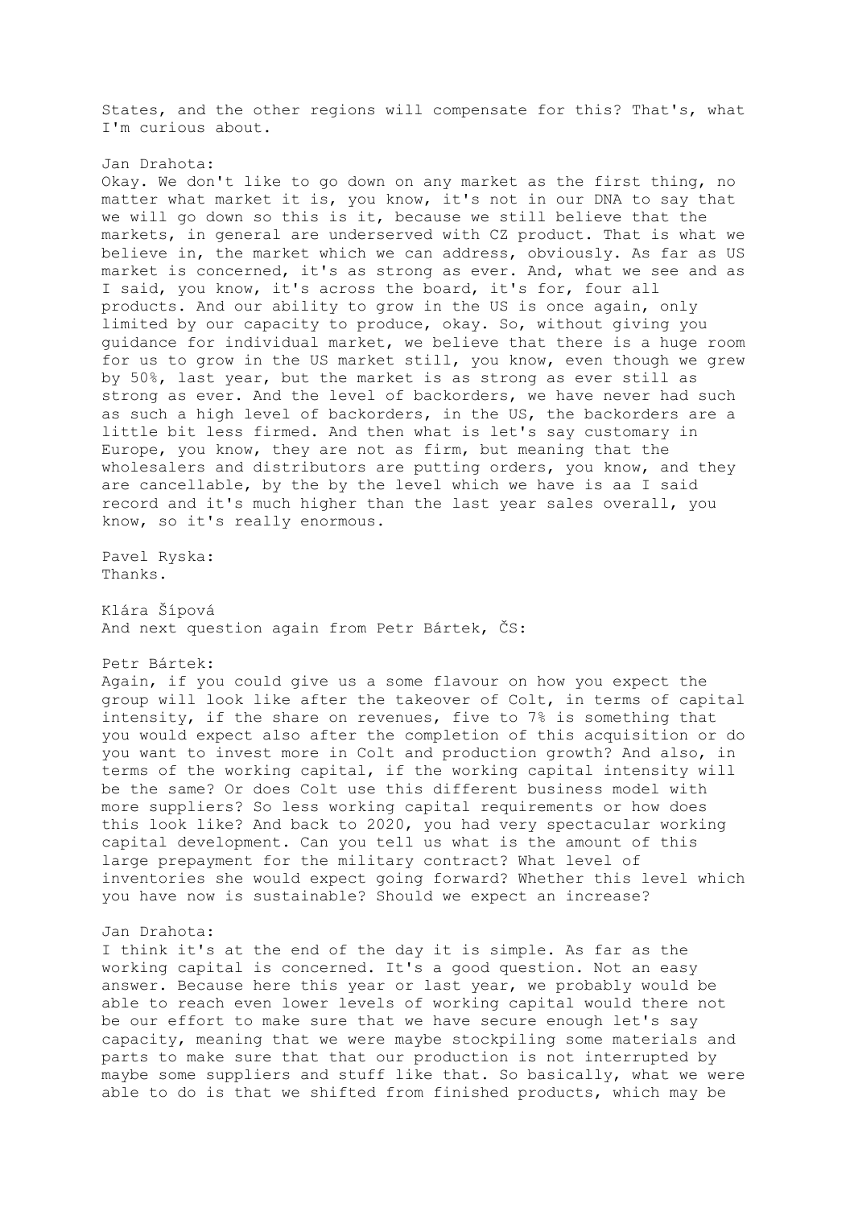States, and the other regions will compensate for this? That's, what I'm curious about.

Jan Drahota:
Okay. We don't like to go down on any market as the first thing, no matter what market it is, you know, it's not in our DNA to say that we will go down so this is it, because we still believe that the markets, in general are underserved with CZ product. That is what we believe in, the market which we can address, obviously. As far as US market is concerned, it's as strong as ever. And, what we see and as I said, you know, it's across the board, it's for, four all products. And our ability to grow in the US is once again, only limited by our capacity to produce, okay. So, without giving you guidance for individual market, we believe that there is a huge room for us to grow in the US market still, you know, even though we grew by 50%, last year, but the market is as strong as ever still as strong as ever. And the level of backorders, we have never had such as such a high level of backorders, in the US, the backorders are a little bit less firmed. And then what is let's say customary in Europe, you know, they are not as firm, but meaning that the wholesalers and distributors are putting orders, you know, and they are cancellable, by the by the level which we have is aa I said record and it's much higher than the last year sales overall, you know, so it's really enormous.

Pavel Ryska:
Thanks.

Klára Šípová
And next question again from Petr Bártek, ČS:

Petr Bártek:
Again, if you could give us a some flavour on how you expect the group will look like after the takeover of Colt, in terms of capital intensity, if the share on revenues, five to 7% is something that you would expect also after the completion of this acquisition or do you want to invest more in Colt and production growth? And also, in terms of the working capital, if the working capital intensity will be the same? Or does Colt use this different business model with more suppliers? So less working capital requirements or how does this look like? And back to 2020, you had very spectacular working capital development. Can you tell us what is the amount of this large prepayment for the military contract? What level of inventories she would expect going forward? Whether this level which you have now is sustainable? Should we expect an increase?

Jan Drahota:
I think it's at the end of the day it is simple. As far as the working capital is concerned. It's a good question. Not an easy answer. Because here this year or last year, we probably would be able to reach even lower levels of working capital would there not be our effort to make sure that we have secure enough let's say capacity, meaning that we were maybe stockpiling some materials and parts to make sure that that our production is not interrupted by maybe some suppliers and stuff like that. So basically, what we were able to do is that we shifted from finished products, which may be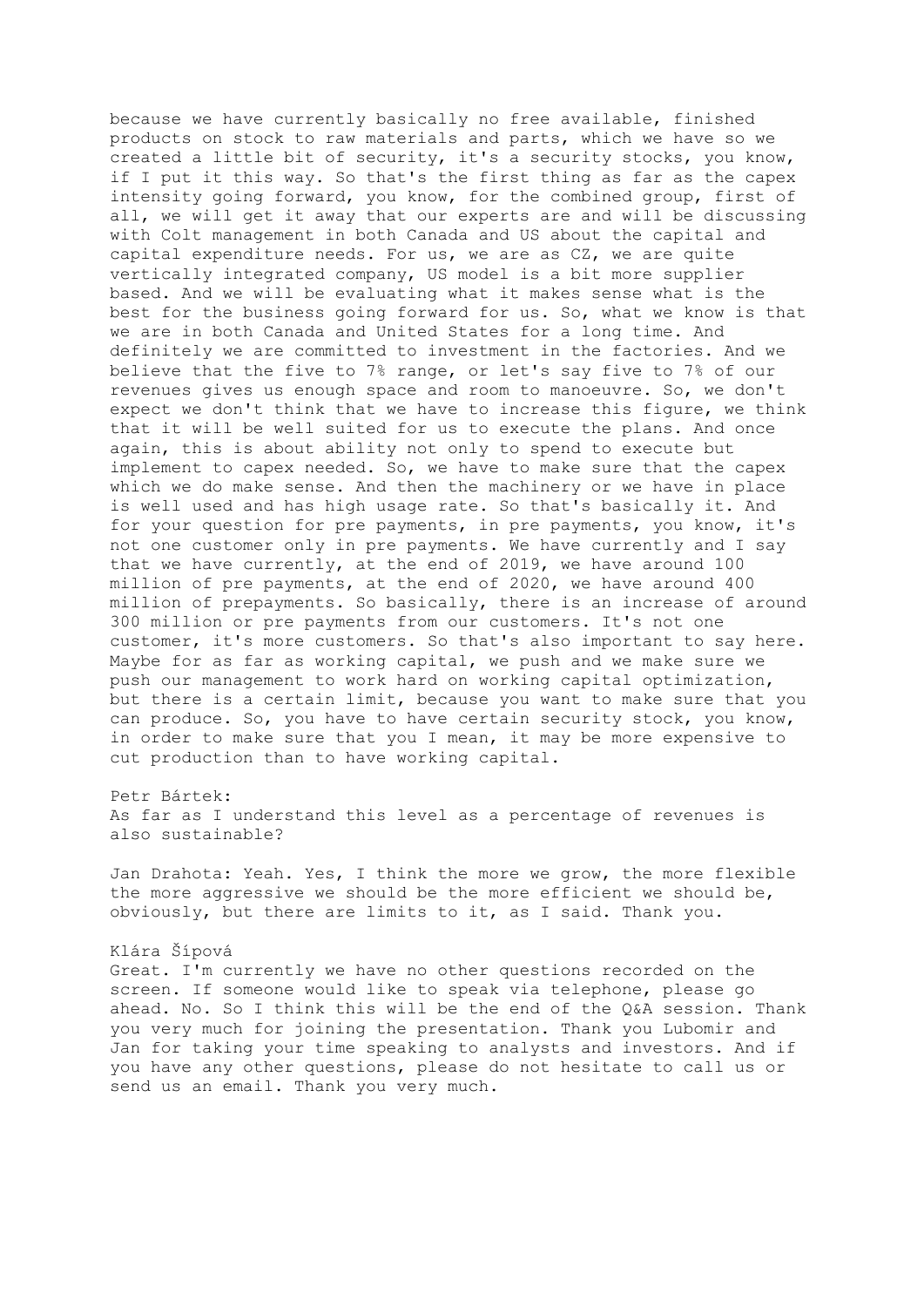because we have currently basically no free available, finished products on stock to raw materials and parts, which we have so we created a little bit of security, it's a security stocks, you know, if I put it this way. So that's the first thing as far as the capex intensity going forward, you know, for the combined group, first of all, we will get it away that our experts are and will be discussing with Colt management in both Canada and US about the capital and capital expenditure needs. For us, we are as CZ, we are quite vertically integrated company, US model is a bit more supplier based. And we will be evaluating what it makes sense what is the best for the business going forward for us. So, what we know is that we are in both Canada and United States for a long time. And definitely we are committed to investment in the factories. And we believe that the five to 7% range, or let's say five to 7% of our revenues gives us enough space and room to manoeuvre. So, we don't expect we don't think that we have to increase this figure, we think that it will be well suited for us to execute the plans. And once again, this is about ability not only to spend to execute but implement to capex needed. So, we have to make sure that the capex which we do make sense. And then the machinery or we have in place is well used and has high usage rate. So that's basically it. And for your question for pre payments, in pre payments, you know, it's not one customer only in pre payments. We have currently and I say that we have currently, at the end of 2019, we have around 100 million of pre payments, at the end of 2020, we have around 400 million of prepayments. So basically, there is an increase of around 300 million or pre payments from our customers. It's not one customer, it's more customers. So that's also important to say here. Maybe for as far as working capital, we push and we make sure we push our management to work hard on working capital optimization, but there is a certain limit, because you want to make sure that you can produce. So, you have to have certain security stock, you know, in order to make sure that you I mean, it may be more expensive to cut production than to have working capital.

Petr Bártek:
As far as I understand this level as a percentage of revenues is also sustainable?

Jan Drahota: Yeah. Yes, I think the more we grow, the more flexible the more aggressive we should be the more efficient we should be, obviously, but there are limits to it, as I said. Thank you.

Klára Šípová
Great. I'm currently we have no other questions recorded on the screen. If someone would like to speak via telephone, please go ahead. No. So I think this will be the end of the Q&A session. Thank you very much for joining the presentation. Thank you Lubomir and Jan for taking your time speaking to analysts and investors. And if you have any other questions, please do not hesitate to call us or send us an email. Thank you very much.